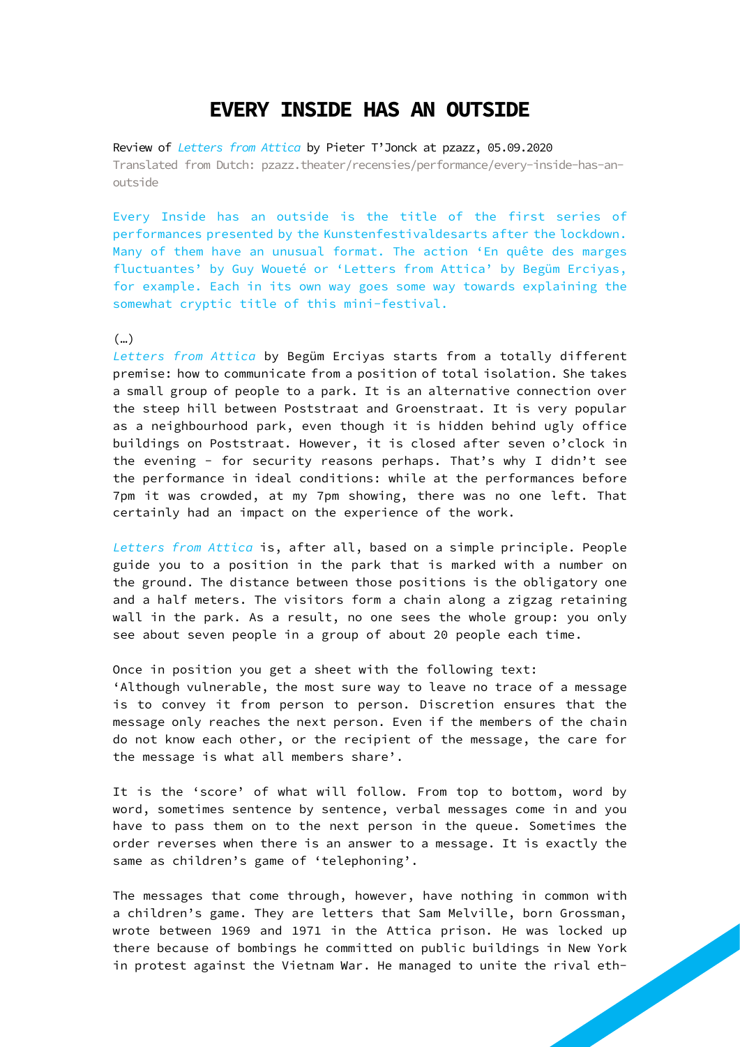# EVERY INSIDE HAS AN OUTSIDE

Review of *Letters from Attica* by Pieter T'Jonck at pzazz, 05.09.2020
Translated from Dutch: pzazz.theater/recensies/performance/every-inside-has-an-outside

Every Inside has an outside is the title of the first series of performances presented by the Kunstenfestivaldesarts after the lockdown. Many of them have an unusual format. The action 'En quête des marges fluctuantes' by Guy Woueté or 'Letters from Attica' by Begüm Erciyas, for example. Each in its own way goes some way towards explaining the somewhat cryptic title of this mini-festival.

(…)

*Letters from Attica* by Begüm Erciyas starts from a totally different premise: how to communicate from a position of total isolation. She takes a small group of people to a park. It is an alternative connection over the steep hill between Poststraat and Groenstraat. It is very popular as a neighbourhood park, even though it is hidden behind ugly office buildings on Poststraat. However, it is closed after seven o'clock in the evening - for security reasons perhaps. That's why I didn't see the performance in ideal conditions: while at the performances before 7pm it was crowded, at my 7pm showing, there was no one left. That certainly had an impact on the experience of the work.

*Letters from Attica* is, after all, based on a simple principle. People guide you to a position in the park that is marked with a number on the ground. The distance between those positions is the obligatory one and a half meters. The visitors form a chain along a zigzag retaining wall in the park. As a result, no one sees the whole group: you only see about seven people in a group of about 20 people each time.

Once in position you get a sheet with the following text:
'Although vulnerable, the most sure way to leave no trace of a message is to convey it from person to person. Discretion ensures that the message only reaches the next person. Even if the members of the chain do not know each other, or the recipient of the message, the care for the message is what all members share'.

It is the 'score' of what will follow. From top to bottom, word by word, sometimes sentence by sentence, verbal messages come in and you have to pass them on to the next person in the queue. Sometimes the order reverses when there is an answer to a message. It is exactly the same as children's game of 'telephoning'.

The messages that come through, however, have nothing in common with a children's game. They are letters that Sam Melville, born Grossman, wrote between 1969 and 1971 in the Attica prison. He was locked up there because of bombings he committed on public buildings in New York in protest against the Vietnam War. He managed to unite the rival eth-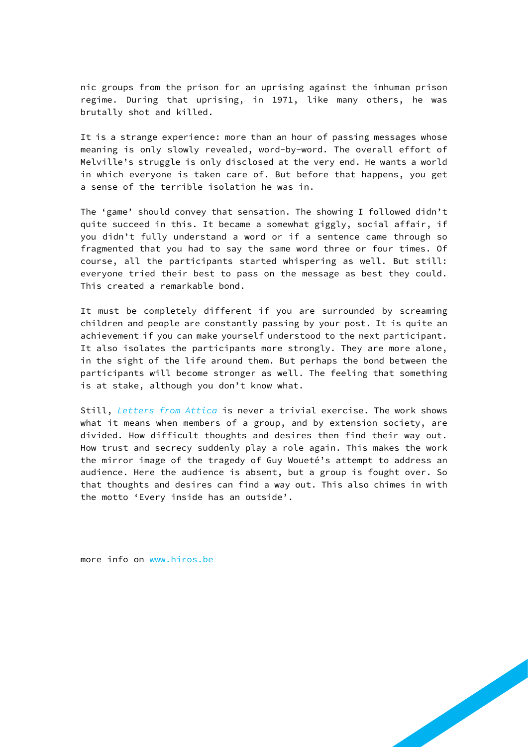nic groups from the prison for an uprising against the inhuman prison regime. During that uprising, in 1971, like many others, he was brutally shot and killed.

It is a strange experience: more than an hour of passing messages whose meaning is only slowly revealed, word-by-word. The overall effort of Melville's struggle is only disclosed at the very end. He wants a world in which everyone is taken care of. But before that happens, you get a sense of the terrible isolation he was in.

The 'game' should convey that sensation. The showing I followed didn't quite succeed in this. It became a somewhat giggly, social affair, if you didn't fully understand a word or if a sentence came through so fragmented that you had to say the same word three or four times. Of course, all the participants started whispering as well. But still: everyone tried their best to pass on the message as best they could. This created a remarkable bond.

It must be completely different if you are surrounded by screaming children and people are constantly passing by your post. It is quite an achievement if you can make yourself understood to the next participant. It also isolates the participants more strongly. They are more alone, in the sight of the life around them. But perhaps the bond between the participants will become stronger as well. The feeling that something is at stake, although you don't know what.

Still, *Letters from Attica* is never a trivial exercise. The work shows what it means when members of a group, and by extension society, are divided. How difficult thoughts and desires then find their way out. How trust and secrecy suddenly play a role again. This makes the work the mirror image of the tragedy of Guy Woueté's attempt to address an audience. Here the audience is absent, but a group is fought over. So that thoughts and desires can find a way out. This also chimes in with the motto 'Every inside has an outside'.

more info on www.hiros.be